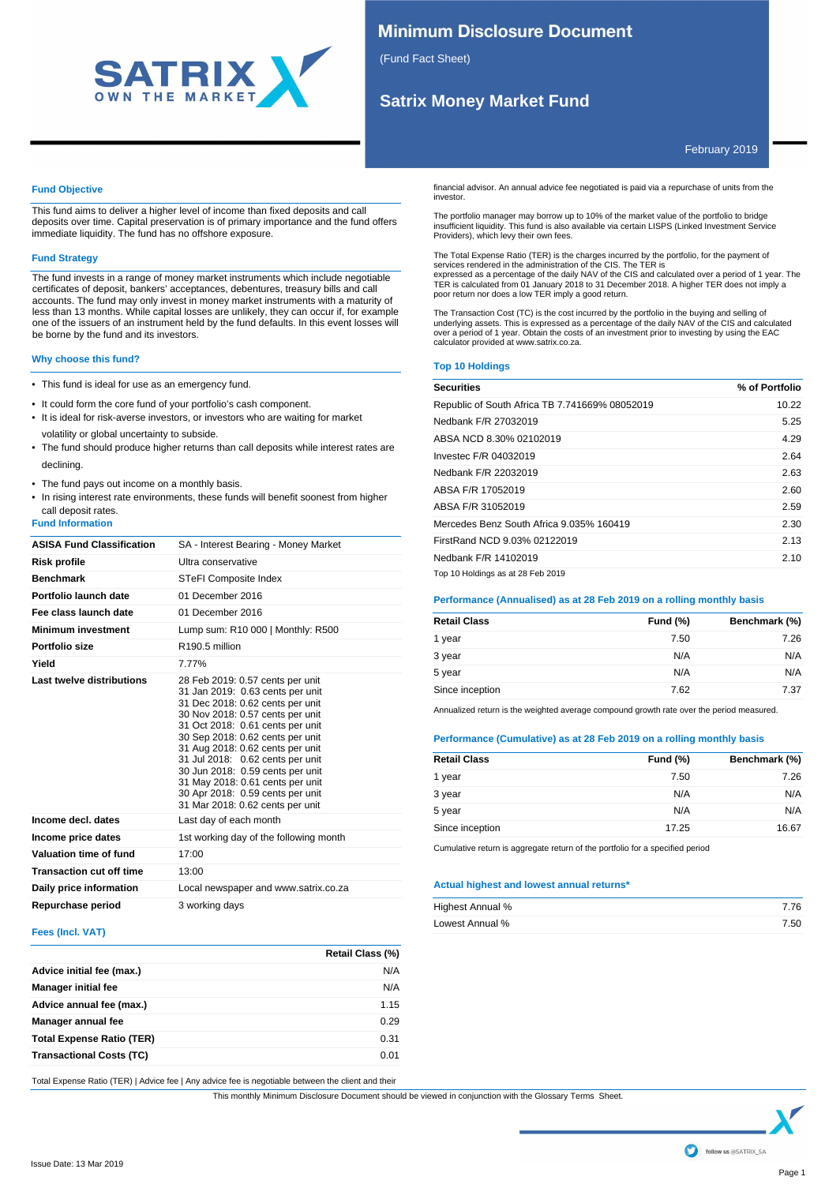# Minimum Disclosure Document

(Fund Fact Sheet)

## Satrix Money Market Fund

February 2019

### Fund Objective

This fund aims to deliver a higher level of income than fixed deposits and call deposits over time. Capital preservation is of primary importance and the fund offers immediate liquidity. The fund has no offshore exposure.

### Fund Strategy

The fund invests in a range of money market instruments which include negotiable certificates of deposit, bankers' acceptances, debentures, treasury bills and call accounts. The fund may only invest in money market instruments with a maturity of less than 13 months. While capital losses are unlikely, they can occur if, for example one of the issuers of an instrument held by the fund defaults. In this event losses will be borne by the fund and its investors.

### Why choose this fund?

- This fund is ideal for use as an emergency fund.
- It could form the core fund of your portfolio's cash component.
- It is ideal for risk-averse investors, or investors who are waiting for market volatility or global uncertainty to subside.
- The fund should produce higher returns than call deposits while interest rates are declining.
- The fund pays out income on a monthly basis.
- In rising interest rate environments, these funds will benefit soonest from higher call deposit rates.

### Fund Information

| | |
|---|---|
| **ASISA Fund Classification** | SA - Interest Bearing - Money Market |
| **Risk profile** | Ultra conservative |
| **Benchmark** | STeFI Composite Index |
| **Portfolio launch date** | 01 December 2016 |
| **Fee class launch date** | 01 December 2016 |
| **Minimum investment** | Lump sum: R10 000 \| Monthly: R500 |
| **Portfolio size** | R190.5 million |
| **Yield** | 7.77% |
| **Last twelve distributions** | 28 Feb 2019: 0.57 cents per unit<br>31 Jan 2019: 0.63 cents per unit<br>31 Dec 2018: 0.62 cents per unit<br>30 Nov 2018: 0.57 cents per unit<br>31 Oct 2018: 0.61 cents per unit<br>30 Sep 2018: 0.62 cents per unit<br>31 Aug 2018: 0.62 cents per unit<br>31 Jul 2018: 0.62 cents per unit<br>30 Jun 2018: 0.59 cents per unit<br>31 May 2018: 0.61 cents per unit<br>30 Apr 2018: 0.59 cents per unit<br>31 Mar 2018: 0.62 cents per unit |
| **Income decl. dates** | Last day of each month |
| **Income price dates** | 1st working day of the following month |
| **Valuation time of fund** | 17:00 |
| **Transaction cut off time** | 13:00 |
| **Daily price information** | Local newspaper and www.satrix.co.za |
| **Repurchase period** | 3 working days |

### Fees (Incl. VAT)

| | Retail Class (%) |
|---|---|
| **Advice initial fee (max.)** | N/A |
| **Manager initial fee** | N/A |
| **Advice annual fee (max.)** | 1.15 |
| **Manager annual fee** | 0.29 |
| **Total Expense Ratio (TER)** | 0.31 |
| **Transactional Costs (TC)** | 0.01 |

Total Expense Ratio (TER) | Advice fee | Any advice fee is negotiable between the client and their financial advisor. An annual advice fee negotiated is paid via a repurchase of units from the investor.

The portfolio manager may borrow up to 10% of the market value of the portfolio to bridge insufficient liquidity. This fund is also available via certain LISPS (Linked Investment Service Providers), which levy their own fees.

The Total Expense Ratio (TER) is the charges incurred by the portfolio, for the payment of services rendered in the administration of the CIS. The TER is expressed as a percentage of the daily NAV of the CIS and calculated over a period of 1 year. The TER is calculated from 01 January 2018 to 31 December 2018. A higher TER does not imply a poor return nor does a low TER imply a good return.

The Transaction Cost (TC) is the cost incurred by the portfolio in the buying and selling of underlying assets. This is expressed as a percentage of the daily NAV of the CIS and calculated over a period of 1 year. Obtain the costs of an investment prior to investing by using the EAC calculator provided at www.satrix.co.za.

### Top 10 Holdings

| Securities | % of Portfolio |
|---|---|
| Republic of South Africa TB 7.741669% 08052019 | 10.22 |
| Nedbank F/R 27032019 | 5.25 |
| ABSA NCD 8.30% 02102019 | 4.29 |
| Investec F/R 04032019 | 2.64 |
| Nedbank F/R 22032019 | 2.63 |
| ABSA F/R 17052019 | 2.60 |
| ABSA F/R 31052019 | 2.59 |
| Mercedes Benz South Africa 9.035% 160419 | 2.30 |
| FirstRand NCD 9.03% 02122019 | 2.13 |
| Nedbank F/R 14102019 | 2.10 |

Top 10 Holdings as at 28 Feb 2019

### Performance (Annualised) as at 28 Feb 2019 on a rolling monthly basis

| Retail Class | Fund (%) | Benchmark (%) |
|---|---|---|
| 1 year | 7.50 | 7.26 |
| 3 year | N/A | N/A |
| 5 year | N/A | N/A |
| Since inception | 7.62 | 7.37 |

Annualized return is the weighted average compound growth rate over the period measured.

### Performance (Cumulative) as at 28 Feb 2019 on a rolling monthly basis

| Retail Class | Fund (%) | Benchmark (%) |
|---|---|---|
| 1 year | 7.50 | 7.26 |
| 3 year | N/A | N/A |
| 5 year | N/A | N/A |
| Since inception | 17.25 | 16.67 |

Cumulative return is aggregate return of the portfolio for a specified period

### Actual highest and lowest annual returns*

| | |
|---|---|
| Highest Annual % | 7.76 |
| Lowest Annual % | 7.50 |

This monthly Minimum Disclosure Document should be viewed in conjunction with the Glossary Terms Sheet.

Issue Date: 13 Mar 2019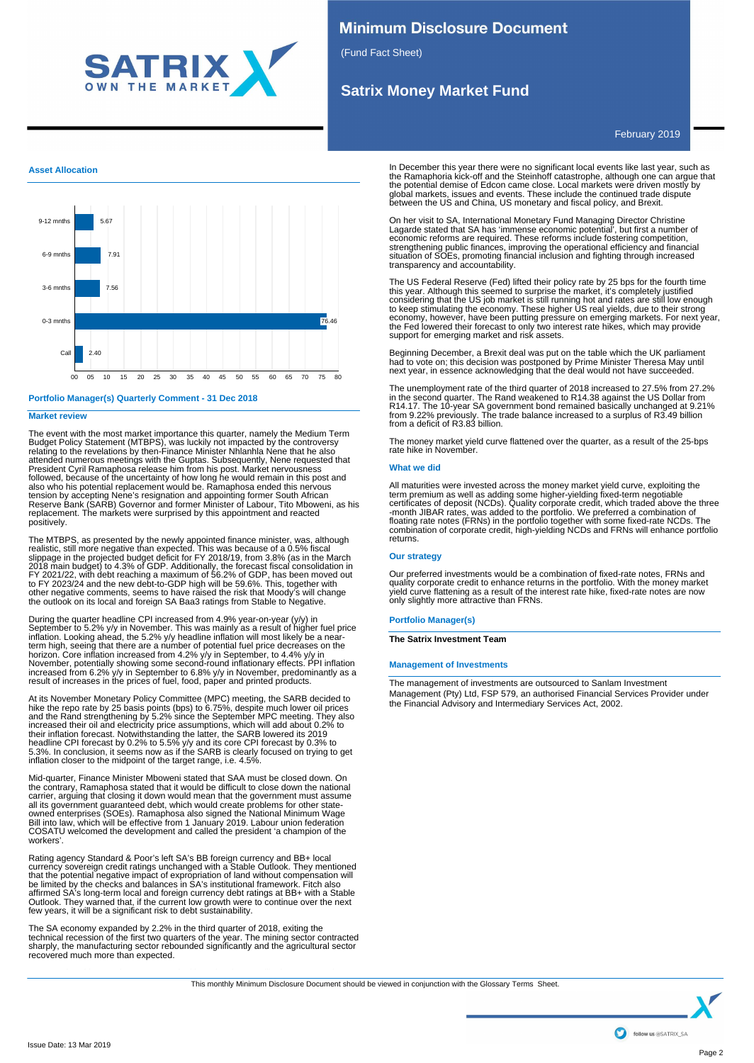# Minimum Disclosure Document

(Fund Fact Sheet)

## Satrix Money Market Fund

February 2019

### Asset Allocation

| Maturity | % |
|---|---|
| 9-12 mnths | 5.67 |
| 6-9 mnths | 7.91 |
| 3-6 mnths | 7.56 |
| 0-3 mnths | 76.46 |
| Call | 2.40 |

### Portfolio Manager(s) Quarterly Comment - 31 Dec 2018

#### Market review

The event with the most market importance this quarter, namely the Medium Term Budget Policy Statement (MTBPS), was luckily not impacted by the controversy relating to the revelations by then-Finance Minister Nhlanhla Nene that he also attended numerous meetings with the Guptas. Subsequently, Nene requested that President Cyril Ramaphosa release him from his post. Market nervousness followed, because of the uncertainty of how long he would remain in this post and also who his potential replacement would be. Ramaphosa ended this nervous tension by accepting Nene's resignation and appointing former South African Reserve Bank (SARB) Governor and former Minister of Labour, Tito Mboweni, as his replacement. The markets were surprised by this appointment and reacted positively.

The MTBPS, as presented by the newly appointed finance minister, was, although realistic, still more negative than expected. This was because of a 0.5% fiscal slippage in the projected budget deficit for FY 2018/19, from 3.8% (as in the March 2018 main budget) to 4.3% of GDP. Additionally, the forecast fiscal consolidation in FY 2021/22, with debt reaching a maximum of 56.2% of GDP, has been moved out to FY 2023/24 and the new debt-to-GDP high will be 59.6%. This, together with other negative comments, seems to have raised the risk that Moody's will change the outlook on its local and foreign SA Baa3 ratings from Stable to Negative.

During the quarter headline CPI increased from 4.9% year-on-year (y/y) in September to 5.2% y/y in November. This was mainly as a result of higher fuel price inflation. Looking ahead, the 5.2% y/y headline inflation will most likely be a near-term high, seeing that there are a number of potential fuel price decreases on the horizon. Core inflation increased from 4.2% y/y in September to 4.4% y/y in November, potentially showing some second-round inflationary effects. PPI inflation increased from 6.2% y/y in September to 6.8% y/y in November, predominantly as a result of increases in the prices of fuel, food, paper and printed products.

At its November Monetary Policy Committee (MPC) meeting, the SARB decided to hike the repo rate by 25 basis points (bps) to 6.75%, despite much lower oil prices and the Rand strengthening by 5.2% since the September MPC meeting. They also increased their oil and electricity price assumptions, which will add about 0.2% to their inflation forecast. Notwithstanding the latter, the SARB lowered its 2019 headline CPI forecast by 0.2% to 5.5% y/y and its core CPI forecast by 0.3% to 5.3%. In conclusion, it seems now as if the SARB is clearly focused on trying to get inflation closer to the midpoint of the target range, i.e. 4.5%.

Mid-quarter, Finance Minister Mboweni stated that SAA must be closed down. On the contrary, Ramaphosa stated that it would be difficult to close down the national carrier, arguing that closing it down would mean that the government must assume all its government guaranteed debt, which would create problems for other state-owned enterprises (SOEs). Ramaphosa also signed the National Minimum Wage Bill into law, which will be effective from 1 January 2019. Labour union federation COSATU welcomed the development and called the president 'a champion of the workers'.

Rating agency Standard & Poor's left SA's BB foreign currency and BB+ local currency sovereign credit ratings unchanged with a Stable Outlook. They mentioned that the potential negative impact of expropriation of land without compensation will be limited by the checks and balances in SA's institutional framework. Fitch also affirmed SA's long-term local and foreign currency debt ratings at BB+ with a Stable Outlook. They warned that, if the current low growth were to continue over the next few years, it will be a significant risk to debt sustainability.

The SA economy expanded by 2.2% in the third quarter of 2018, exiting the technical recession of the first two quarters of the year. The mining sector contracted sharply, the manufacturing sector rebounded significantly and the agricultural sector recovered much more than expected.

In December this year there were no significant local events like last year, such as the Ramaphoria kick-off and the Steinhoff catastrophe, although one can argue that the potential demise of Edcon came close. Local markets were driven mostly by global markets, issues and events. These include the continued trade dispute between the US and China, US monetary and fiscal policy, and Brexit.

On her visit to SA, International Monetary Fund Managing Director Christine Lagarde stated that SA has 'immense economic potential', but first a number of economic reforms are required. These reforms include fostering competition, strengthening public finances, improving the operational efficiency and financial situation of SOEs, promoting financial inclusion and fighting through increased transparency and accountability.

The US Federal Reserve (Fed) lifted their policy rate by 25 bps for the fourth time this year. Although this seemed to surprise the market, it's completely justified considering that the US job market is still running hot and rates are still low enough to keep stimulating the economy. These higher US real yields, due to their strong economy, however, have been putting pressure on emerging markets. For next year, the Fed lowered their forecast to only two interest rate hikes, which may provide support for emerging market and risk assets.

Beginning December, a Brexit deal was put on the table which the UK parliament had to vote on; this decision was postponed by Prime Minister Theresa May until next year, in essence acknowledging that the deal would not have succeeded.

The unemployment rate of the third quarter of 2018 increased to 27.5% from 27.2% in the second quarter. The Rand weakened to R14.38 against the US Dollar from R14.17. The 10-year SA government bond remained basically unchanged at 9.21% from 9.22% previously. The trade balance increased to a surplus of R3.49 billion from a deficit of R3.83 billion.

The money market yield curve flattened over the quarter, as a result of the 25-bps rate hike in November.

#### What we did

All maturities were invested across the money market yield curve, exploiting the term premium as well as adding some higher-yielding fixed-term negotiable certificates of deposit (NCDs). Quality corporate credit, which traded above the three -month JIBAR rates, was added to the portfolio. We preferred a combination of floating rate notes (FRNs) in the portfolio together with some fixed-rate NCDs. The combination of corporate credit, high-yielding NCDs and FRNs will enhance portfolio returns.

#### Our strategy

Our preferred investments would be a combination of fixed-rate notes, FRNs and quality corporate credit to enhance returns in the portfolio. With the money market yield curve flattening as a result of the interest rate hike, fixed-rate notes are now only slightly more attractive than FRNs.

### Portfolio Manager(s)

**The Satrix Investment Team**

### Management of Investments

The management of investments are outsourced to Sanlam Investment Management (Pty) Ltd, FSP 579, an authorised Financial Services Provider under the Financial Advisory and Intermediary Services Act, 2002.

This monthly Minimum Disclosure Document should be viewed in conjunction with the Glossary Terms Sheet.

Issue Date: 13 Mar 2019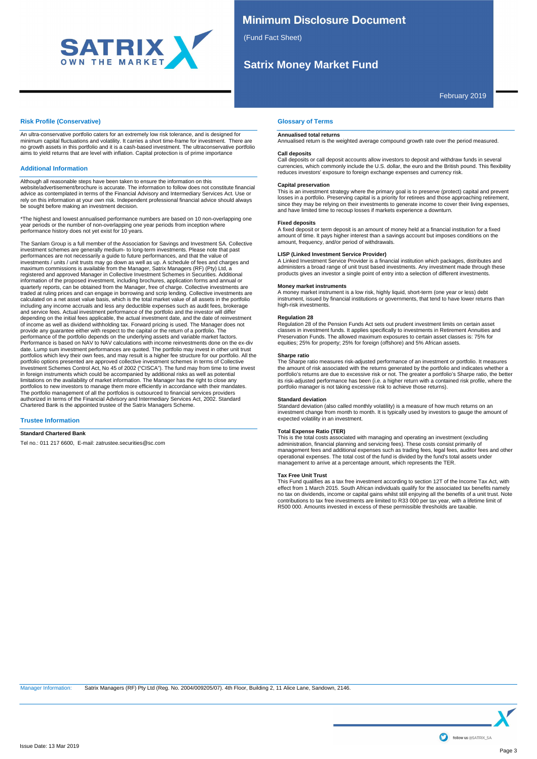# Minimum Disclosure Document

(Fund Fact Sheet)

## Satrix Money Market Fund

February 2019

### Risk Profile (Conservative)

An ultra-conservative portfolio caters for an extremely low risk tolerance, and is designed for minimum capital fluctuations and volatility. It carries a short time-frame for investment. There are no growth assets in this portfolio and it is a cash-based investment. The ultraconservative portfolio aims to yield returns that are level with inflation. Capital protection is of prime importance

### Additional Information

Although all reasonable steps have been taken to ensure the information on this website/advertisement/brochure is accurate. The information to follow does not constitute financial advice as contemplated in terms of the Financial Advisory and Intermediary Services Act. Use or rely on this information at your own risk. Independent professional financial advice should always be sought before making an investment decision.

*The highest and lowest annualised performance numbers are based on 10 non-overlapping one year periods or the number of non-overlapping one year periods from inception where performance history does not yet exist for 10 years.

The Sanlam Group is a full member of the Association for Savings and Investment SA. Collective investment schemes are generally medium- to long-term investments. Please note that past performances are not necessarily a guide to future performances, and that the value of investments / units / unit trusts may go down as well as up. A schedule of fees and charges and maximum commissions is available from the Manager, Satrix Managers (RF) (Pty) Ltd, a registered and approved Manager in Collective Investment Schemes in Securities. Additional information of the proposed investment, including brochures, application forms and annual or quarterly reports, can be obtained from the Manager, free of charge. Collective investments are traded at ruling prices and can engage in borrowing and scrip lending. Collective investments are calculated on a net asset value basis, which is the total market value of all assets in the portfolio including any income accruals and less any deductible expenses such as audit fees, brokerage and service fees. Actual investment performance of the portfolio and the investor will differ depending on the initial fees applicable, the actual investment date, and the date of reinvestment of income as well as dividend withholding tax. Forward pricing is used. The Manager does not provide any guarantee either with respect to the capital or the return of a portfolio. The performance of the portfolio depends on the underlying assets and variable market factors. Performance is based on NAV to NAV calculations with income reinvestments done on the ex-div date. Lump sum investment performances are quoted. The portfolio may invest in other unit trust portfolios which levy their own fees, and may result is a higher fee structure for our portfolio. All the portfolio options presented are approved collective investment schemes in terms of Collective Investment Schemes Control Act, No 45 of 2002 ("CISCA"). The fund may from time to time invest in foreign instruments which could be accompanied by additional risks as well as potential limitations on the availability of market information. The Manager has the right to close any portfolios to new investors to manage them more efficiently in accordance with their mandates. The portfolio management of all the portfolios is outsourced to financial services providers authorized in terms of the Financial Advisory and Intermediary Services Act, 2002. Standard Chartered Bank is the appointed trustee of the Satrix Managers Scheme.

### Trustee Information

**Standard Chartered Bank**

Tel no.: 011 217 6600, E-mail: zatrustee.securities@sc.com

### Glossary of Terms

**Annualised total returns**
Annualised return is the weighted average compound growth rate over the period measured.

**Call deposits**
Call deposits or call deposit accounts allow investors to deposit and withdraw funds in several currencies, which commonly include the U.S. dollar, the euro and the British pound. This flexibility reduces investors' exposure to foreign exchange expenses and currency risk.

**Capital preservation**
This is an investment strategy where the primary goal is to preserve (protect) capital and prevent losses in a portfolio. Preserving capital is a priority for retirees and those approaching retirement, since they may be relying on their investments to generate income to cover their living expenses, and have limited time to recoup losses if markets experience a downturn.

**Fixed deposits**
A fixed deposit or term deposit is an amount of money held at a financial institution for a fixed amount of time. It pays higher interest than a savings account but imposes conditions on the amount, frequency, and/or period of withdrawals.

**LISP (Linked Investment Service Provider)**
A Linked Investment Service Provider is a financial institution which packages, distributes and administers a broad range of unit trust based investments. Any investment made through these products gives an investor a single point of entry into a selection of different investments.

**Money market instruments**
A money market instrument is a low risk, highly liquid, short-term (one year or less) debt instrument, issued by financial institutions or governments, that tend to have lower returns than high-risk investments.

**Regulation 28**
Regulation 28 of the Pension Funds Act sets out prudent investment limits on certain asset classes in investment funds. It applies specifically to investments in Retirement Annuities and Preservation Funds. The allowed maximum exposures to certain asset classes is: 75% for equities; 25% for property; 25% for foreign (offshore) and 5% African assets.

**Sharpe ratio**
The Sharpe ratio measures risk-adjusted performance of an investment or portfolio. It measures the amount of risk associated with the returns generated by the portfolio and indicates whether a portfolio's returns are due to excessive risk or not. The greater a portfolio's Sharpe ratio, the better its risk-adjusted performance has been (i.e. a higher return with a contained risk profile, where the portfolio manager is not taking excessive risk to achieve those returns).

**Standard deviation**
Standard deviation (also called monthly volatility) is a measure of how much returns on an investment change from month to month. It is typically used by investors to gauge the amount of expected volatility in an investment.

**Total Expense Ratio (TER)**
This is the total costs associated with managing and operating an investment (excluding administration, financial planning and servicing fees). These costs consist primarily of management fees and additional expenses such as trading fees, legal fees, auditor fees and other operational expenses. The total cost of the fund is divided by the fund's total assets under management to arrive at a percentage amount, which represents the TER.

**Tax Free Unit Trust**
This Fund qualifies as a tax free investment according to section 12T of the Income Tax Act, with effect from 1 March 2015. South African individuals qualify for the associated tax benefits namely no tax on dividends, income or capital gains whilst still enjoying all the benefits of a unit trust. Note contributions to tax free investments are limited to R33 000 per tax year, with a lifetime limit of R500 000. Amounts invested in excess of these permissible thresholds are taxable.

Manager Information: Satrix Managers (RF) Pty Ltd (Reg. No. 2004/009205/07). 4th Floor, Building 2, 11 Alice Lane, Sandown, 2146.

follow us @SATRIX_SA

Issue Date: 13 Mar 2019